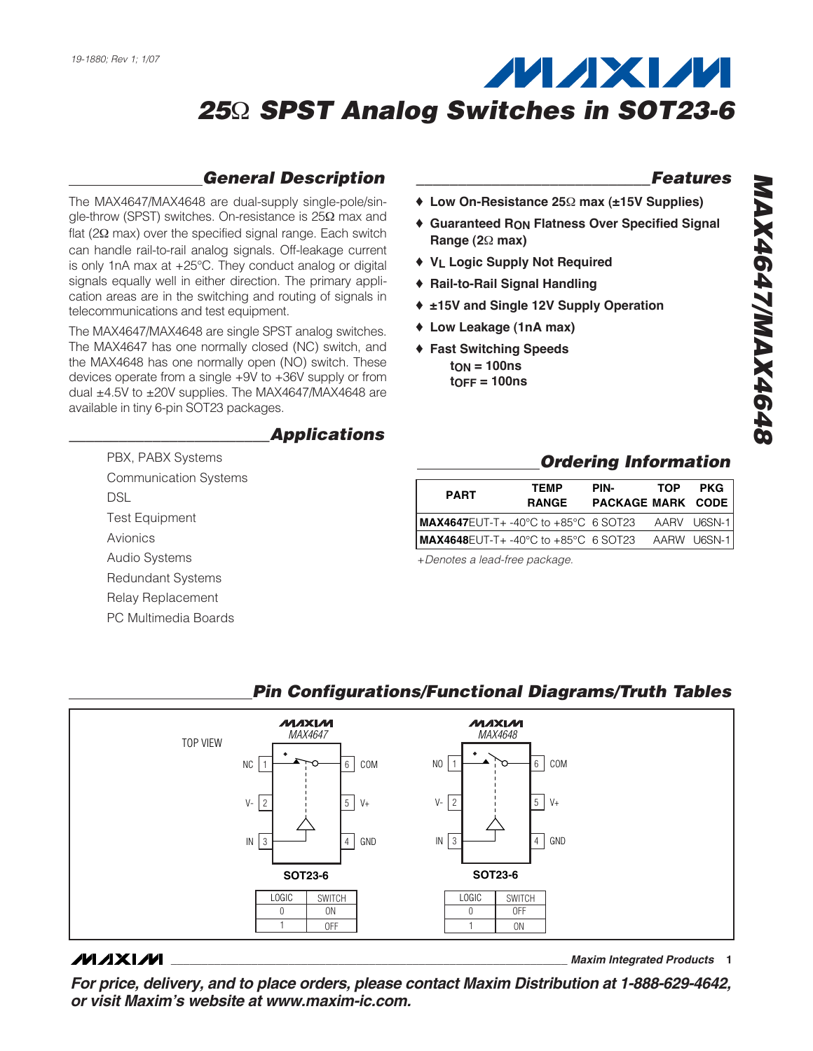# 25Ω SPST Analog Switches in SOT23-6

## General Description

The MAX4647/MAX4648 are dual-supply single-pole/single-throw (SPST) switches. On-resistance is 25Ω max and flat (2Ω max) over the specified signal range. Each switch can handle rail-to-rail analog signals. Off-leakage current is only 1nA max at +25°C. They conduct analog or digital signals equally well in either direction. The primary application areas are in the switching and routing of signals in telecommunications and test equipment.

The MAX4647/MAX4648 are single SPST analog switches. The MAX4647 has one normally closed (NC) switch, and the MAX4648 has one normally open (NO) switch. These devices operate from a single +9V to +36V supply or from dual ±4.5V to ±20V supplies. The MAX4647/MAX4648 are available in tiny 6-pin SOT23 packages.

## Applications

PBX, PABX Systems
Communication Systems
DSL
Test Equipment
Avionics
Audio Systems
Redundant Systems
Relay Replacement
PC Multimedia Boards

## Features

- ♦ **Low On-Resistance 25Ω max (±15V Supplies)**
- ♦ **Guaranteed $R_{ON}$ Flatness Over Specified Signal Range (2Ω max)**
- ♦ **$V_L$ Logic Supply Not Required**
- ♦ **Rail-to-Rail Signal Handling**
- ♦ **±15V and Single 12V Supply Operation**
- ♦ **Low Leakage (1nA max)**
- ♦ **Fast Switching Speeds**
  - **$t_{ON}$ = 100ns**
  - **$t_{OFF}$ = 100ns**

## Ordering Information

| PART | TEMP RANGE | PIN-PACKAGE | TOP MARK | PKG CODE |
|---|---|---|---|---|
| **MAX4647**EUT-T+ | -40°C to +85°C | 6 SOT23 | AARV | U6SN-1 |
| **MAX4648**EUT-T+ | -40°C to +85°C | 6 SOT23 | AARW | U6SN-1 |

*+Denotes a lead-free package.*

## Pin Configurations/Functional Diagrams/Truth Tables

TOP VIEW

**MAX4647** (SOT23-6): Pin 1 NC, Pin 2 V-, Pin 3 IN, Pin 4 GND, Pin 5 V+, Pin 6 COM

| LOGIC | SWITCH |
|---|---|
| 0 | ON |
| 1 | OFF |

**MAX4648** (SOT23-6): Pin 1 NO, Pin 2 V-, Pin 3 IN, Pin 4 GND, Pin 5 V+, Pin 6 COM

| LOGIC | SWITCH |
|---|---|
| 0 | OFF |
| 1 | ON |

Maxim Integrated Products

***For price, delivery, and to place orders, please contact Maxim Distribution at 1-888-629-4642, or visit Maxim's website at www.maxim-ic.com.***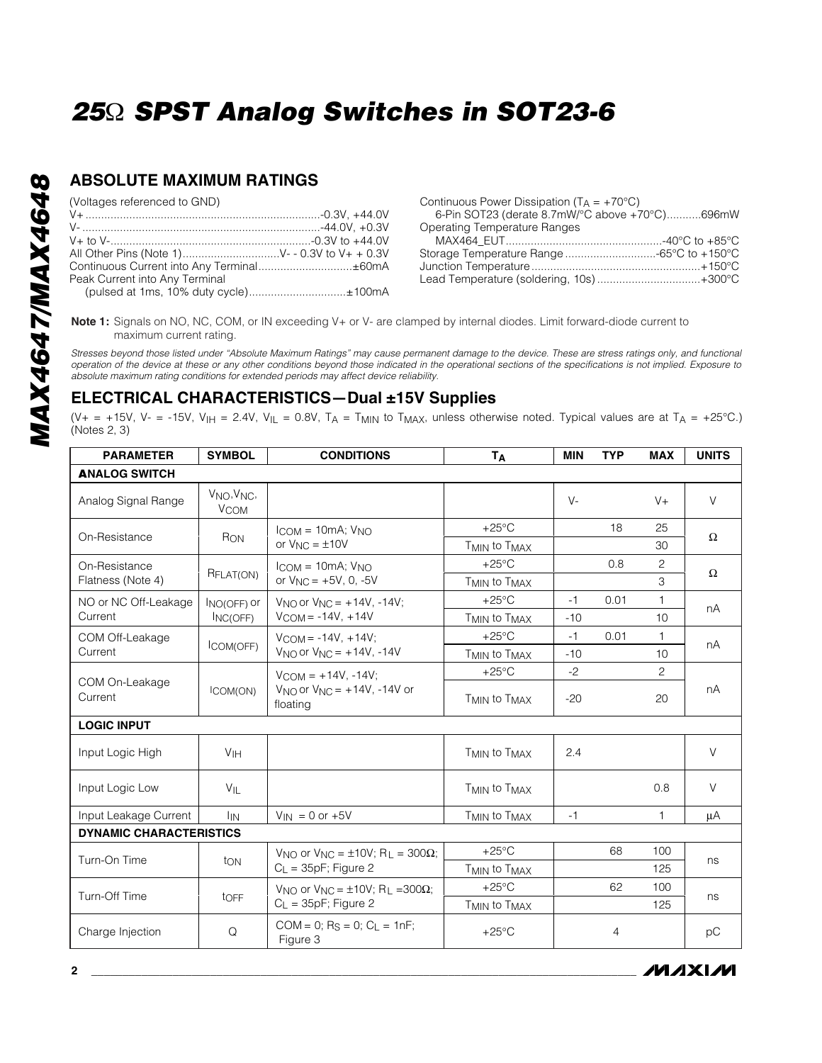## ABSOLUTE MAXIMUM RATINGS

(Voltages referenced to GND)
V+ ..........................................................................-0.3V, +44.0V
V- ...........................................................................-44.0V, +0.3V
V+ to V-.................................................................-0.3V to +44.0V
All Other Pins (Note 1)...............................V- - 0.3V to V+ + 0.3V
Continuous Current into Any Terminal..............................±60mA
Peak Current into Any Terminal
(pulsed at 1ms, 10% duty cycle)...............................±100mA

Continuous Power Dissipation ($T_A$ = +70°C)
6-Pin SOT23 (derate 8.7mW/°C above +70°C)...........696mW
Operating Temperature Ranges
MAX464_EUT..................................................-40°C to +85°C
Storage Temperature Range .............................-65°C to +150°C
Junction Temperature .....................................................+150°C
Lead Temperature (soldering, 10s) .................................+300°C

**Note 1:** Signals on NO, NC, COM, or IN exceeding V+ or V- are clamped by internal diodes. Limit forward-diode current to maximum current rating.

*Stresses beyond those listed under "Absolute Maximum Ratings" may cause permanent damage to the device. These are stress ratings only, and functional operation of the device at these or any other conditions beyond those indicated in the operational sections of the specifications is not implied. Exposure to absolute maximum rating conditions for extended periods may affect device reliability.*

## ELECTRICAL CHARACTERISTICS—Dual ±15V Supplies

(V+ = +15V, V- = -15V, $V_{IH}$ = 2.4V, $V_{IL}$ = 0.8V, $T_A$ = $T_{MIN}$ to $T_{MAX}$, unless otherwise noted. Typical values are at $T_A$ = +25°C.) (Notes 2, 3)

| PARAMETER | SYMBOL | CONDITIONS | $T_A$ | MIN | TYP | MAX | UNITS |
|---|---|---|---|---|---|---|---|
| **ANALOG SWITCH** | | | | | | | |
| Analog Signal Range | $V_{NO}$, $V_{NC}$, $V_{COM}$ | | | V- | | V+ | V |
| On-Resistance | $R_{ON}$ | $I_{COM}$ = 10mA; $V_{NO}$ or $V_{NC}$ = ±10V | +25°C | | 18 | 25 | Ω |
| | | | $T_{MIN}$ to $T_{MAX}$ | | | 30 | |
| On-Resistance Flatness (Note 4) | $R_{FLAT(ON)}$ | $I_{COM}$ = 10mA; $V_{NO}$ or $V_{NC}$ = +5V, 0, -5V | +25°C | | 0.8 | 2 | Ω |
| | | | $T_{MIN}$ to $T_{MAX}$ | | | 3 | |
| NO or NC Off-Leakage Current | $I_{NO(OFF)}$ or $I_{NC(OFF)}$ | $V_{NO}$ or $V_{NC}$ = +14V, -14V; $V_{COM}$ = -14V, +14V | +25°C | -1 | 0.01 | 1 | nA |
| | | | $T_{MIN}$ to $T_{MAX}$ | -10 | | 10 | |
| COM Off-Leakage Current | $I_{COM(OFF)}$ | $V_{COM}$ = -14V, +14V; $V_{NO}$ or $V_{NC}$ = +14V, -14V | +25°C | -1 | 0.01 | 1 | nA |
| | | | $T_{MIN}$ to $T_{MAX}$ | -10 | | 10 | |
| COM On-Leakage Current | $I_{COM(ON)}$ | $V_{COM}$ = +14V, -14V; $V_{NO}$ or $V_{NC}$ = +14V, -14V or floating | +25°C | -2 | | 2 | nA |
| | | | $T_{MIN}$ to $T_{MAX}$ | -20 | | 20 | |
| **LOGIC INPUT** | | | | | | | |
| Input Logic High | $V_{IH}$ | | $T_{MIN}$ to $T_{MAX}$ | 2.4 | | | V |
| Input Logic Low | $V_{IL}$ | | $T_{MIN}$ to $T_{MAX}$ | | | 0.8 | V |
| Input Leakage Current | $I_{IN}$ | $V_{IN}$ = 0 or +5V | $T_{MIN}$ to $T_{MAX}$ | -1 | | 1 | µA |
| **DYNAMIC CHARACTERISTICS** | | | | | | | |
| Turn-On Time | $t_{ON}$ | $V_{NO}$ or $V_{NC}$ = ±10V; $R_L$ = 300Ω; $C_L$ = 35pF; Figure 2 | +25°C | | 68 | 100 | ns |
| | | | $T_{MIN}$ to $T_{MAX}$ | | | 125 | |
| Turn-Off Time | $t_{OFF}$ | $V_{NO}$ or $V_{NC}$ = ±10V; $R_L$ = 300Ω; $C_L$ = 35pF; Figure 2 | +25°C | | 62 | 100 | ns |
| | | | $T_{MIN}$ to $T_{MAX}$ | | | 125 | |
| Charge Injection | Q | COM = 0; $R_S$ = 0; $C_L$ = 1nF; Figure 3 | +25°C | | 4 | | pC |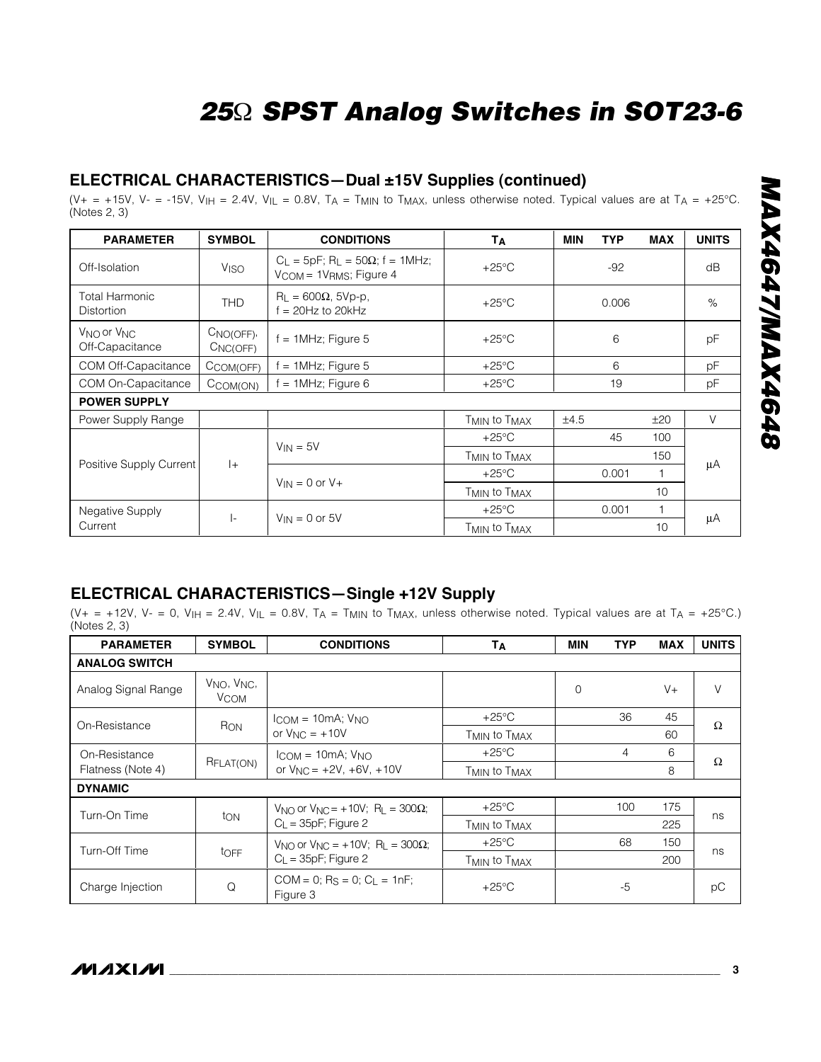## ELECTRICAL CHARACTERISTICS—Dual ±15V Supplies (continued)

($V+ = +15V$, $V- = -15V$, $V_{IH} = 2.4V$, $V_{IL} = 0.8V$, $T_A = T_{MIN}$ to $T_{MAX}$, unless otherwise noted. Typical values are at $T_A = +25°C$. (Notes 2, 3)

| PARAMETER | SYMBOL | CONDITIONS | $T_A$ | MIN | TYP | MAX | UNITS |
|---|---|---|---|---|---|---|---|
| Off-Isolation | $V_{ISO}$ | $C_L = 5pF$; $R_L = 50\Omega$; $f = 1MHz$; $V_{COM} = 1V_{RMS}$; Figure 4 | +25°C | | -92 | | dB |
| Total Harmonic Distortion | THD | $R_L = 600\Omega$, 5Vp-p, f = 20Hz to 20kHz | +25°C | | 0.006 | | % |
| $V_{NO}$ or $V_{NC}$ Off-Capacitance | $C_{NO(OFF)}$, $C_{NC(OFF)}$ | f = 1MHz; Figure 5 | +25°C | | 6 | | pF |
| COM Off-Capacitance | $C_{COM(OFF)}$ | f = 1MHz; Figure 5 | +25°C | | 6 | | pF |
| COM On-Capacitance | $C_{COM(ON)}$ | f = 1MHz; Figure 6 | +25°C | | 19 | | pF |
| **POWER SUPPLY** | | | | | | | |
| Power Supply Range | | | $T_{MIN}$ to $T_{MAX}$ | ±4.5 | | ±20 | V |
| Positive Supply Current | I+ | $V_{IN} = 5V$ | +25°C | | 45 | 100 | µA |
| | | | $T_{MIN}$ to $T_{MAX}$ | | | 150 | |
| | | $V_{IN} = 0$ or V+ | +25°C | | 0.001 | 1 | |
| | | | $T_{MIN}$ to $T_{MAX}$ | | | 10 | |
| Negative Supply Current | I- | $V_{IN} = 0$ or 5V | +25°C | | 0.001 | 1 | µA |
| | | | $T_{MIN}$ to $T_{MAX}$ | | | 10 | |

## ELECTRICAL CHARACTERISTICS—Single +12V Supply

($V+ = +12V$, $V- = 0$, $V_{IH} = 2.4V$, $V_{IL} = 0.8V$, $T_A = T_{MIN}$ to $T_{MAX}$, unless otherwise noted. Typical values are at $T_A = +25°C$.) (Notes 2, 3)

| PARAMETER | SYMBOL | CONDITIONS | $T_A$ | MIN | TYP | MAX | UNITS |
|---|---|---|---|---|---|---|---|
| **ANALOG SWITCH** | | | | | | | |
| Analog Signal Range | $V_{NO}$, $V_{NC}$, $V_{COM}$ | | | 0 | | V+ | V |
| On-Resistance | $R_{ON}$ | $I_{COM} = 10mA$; $V_{NO}$ or $V_{NC} = +10V$ | +25°C | | 36 | 45 | Ω |
| | | | $T_{MIN}$ to $T_{MAX}$ | | | 60 | |
| On-Resistance Flatness (Note 4) | $R_{FLAT(ON)}$ | $I_{COM} = 10mA$; $V_{NO}$ or $V_{NC} = +2V, +6V, +10V$ | +25°C | | 4 | 6 | Ω |
| | | | $T_{MIN}$ to $T_{MAX}$ | | | 8 | |
| **DYNAMIC** | | | | | | | |
| Turn-On Time | $t_{ON}$ | $V_{NO}$ or $V_{NC} = +10V$; $R_L = 300\Omega$; $C_L = 35pF$; Figure 2 | +25°C | | 100 | 175 | ns |
| | | | $T_{MIN}$ to $T_{MAX}$ | | | 225 | |
| Turn-Off Time | $t_{OFF}$ | $V_{NO}$ or $V_{NC} = +10V$; $R_L = 300\Omega$; $C_L = 35pF$; Figure 2 | +25°C | | 68 | 150 | ns |
| | | | $T_{MIN}$ to $T_{MAX}$ | | | 200 | |
| Charge Injection | Q | COM = 0; $R_S = 0$; $C_L = 1nF$; Figure 3 | +25°C | | -5 | | pC |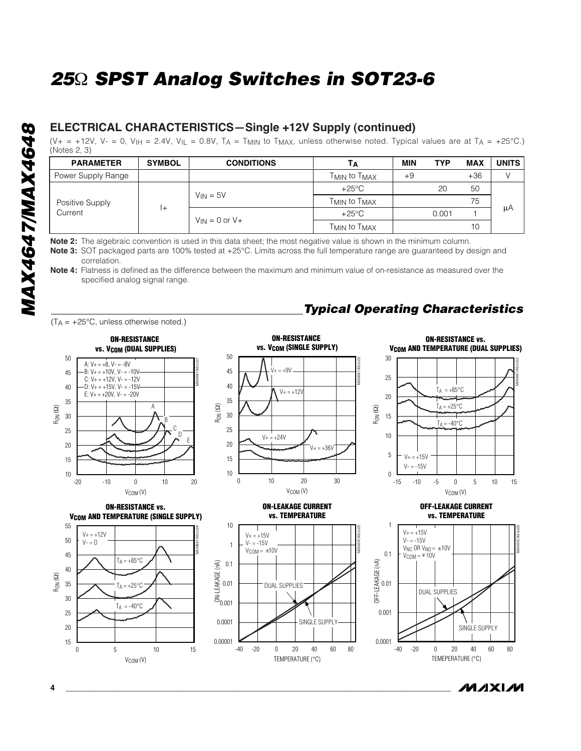## ELECTRICAL CHARACTERISTICS—Single +12V Supply (continued)

($V+ = +12V$, $V- = 0$, $V_{IH} = 2.4V$, $V_{IL} = 0.8V$, $T_A = T_{MIN}$ to $T_{MAX}$, unless otherwise noted. Typical values are at $T_A = +25°C$.) (Notes 2, 3)

| PARAMETER | SYMBOL | CONDITIONS | $T_A$ | MIN | TYP | MAX | UNITS |
|---|---|---|---|---|---|---|---|
| Power Supply Range | | | $T_{MIN}$ to $T_{MAX}$ | +9 | | +36 | V |
| Positive Supply Current | I+ | $V_{IN}$ = 5V | +25°C | | 20 | 50 | µA |
| | | | $T_{MIN}$ to $T_{MAX}$ | | | 75 | |
| | | $V_{IN}$ = 0 or V+ | +25°C | | 0.001 | 1 | |
| | | | $T_{MIN}$ to $T_{MAX}$ | | | 10 | |

**Note 2:** The algebraic convention is used in this data sheet; the most negative value is shown in the minimum column.

**Note 3:** SOT packaged parts are 100% tested at +25°C. Limits across the full temperature range are guaranteed by design and correlation.

**Note 4:** Flatness is defined as the difference between the maximum and minimum value of on-resistance as measured over the specified analog signal range.

## Typical Operating Characteristics

($T_A$ = +25°C, unless otherwise noted.)

**ON-RESISTANCE vs. $V_{COM}$ (DUAL SUPPLIES)**

A: V+ = +8, V- = -8V
B: V+ = +10V, V- = -10V
C: V+ = +12V, V- = -12V
D: V+ = +15V, V- = -15V
E: V+ = +20V, V- = -20V

**ON-RESISTANCE vs. $V_{COM}$ (SINGLE SUPPLY)**

V+ = +9V, V+ = +12V, V+ = +24V, V+ = +36V

**ON-RESISTANCE vs. $V_{COM}$ AND TEMPERATURE (DUAL SUPPLIES)**

V+ = +15V, V- = -15V; $T_A$ = +85°C, $T_A$ = +25°C, $T_A$ = -40°C

**ON-RESISTANCE vs. $V_{COM}$ AND TEMPERATURE (SINGLE SUPPLY)**

V+ = +12V, V- = 0; $T_A$ = +85°C, $T_A$ = +25°C, $T_A$ = -40°C

**ON-LEAKAGE CURRENT vs. TEMPERATURE**

V+ = +15V, V- = -15V, $V_{COM}$ = ±10V; DUAL SUPPLIES, SINGLE SUPPLY

**OFF-LEAKAGE CURRENT vs. TEMPERATURE**

V+ = +15V, V- = -15V, $V_{NC}$ OR $V_{NO}$ = ±10V, $V_{COM}$ = ∓10V; DUAL SUPPLIES, SINGLE SUPPLY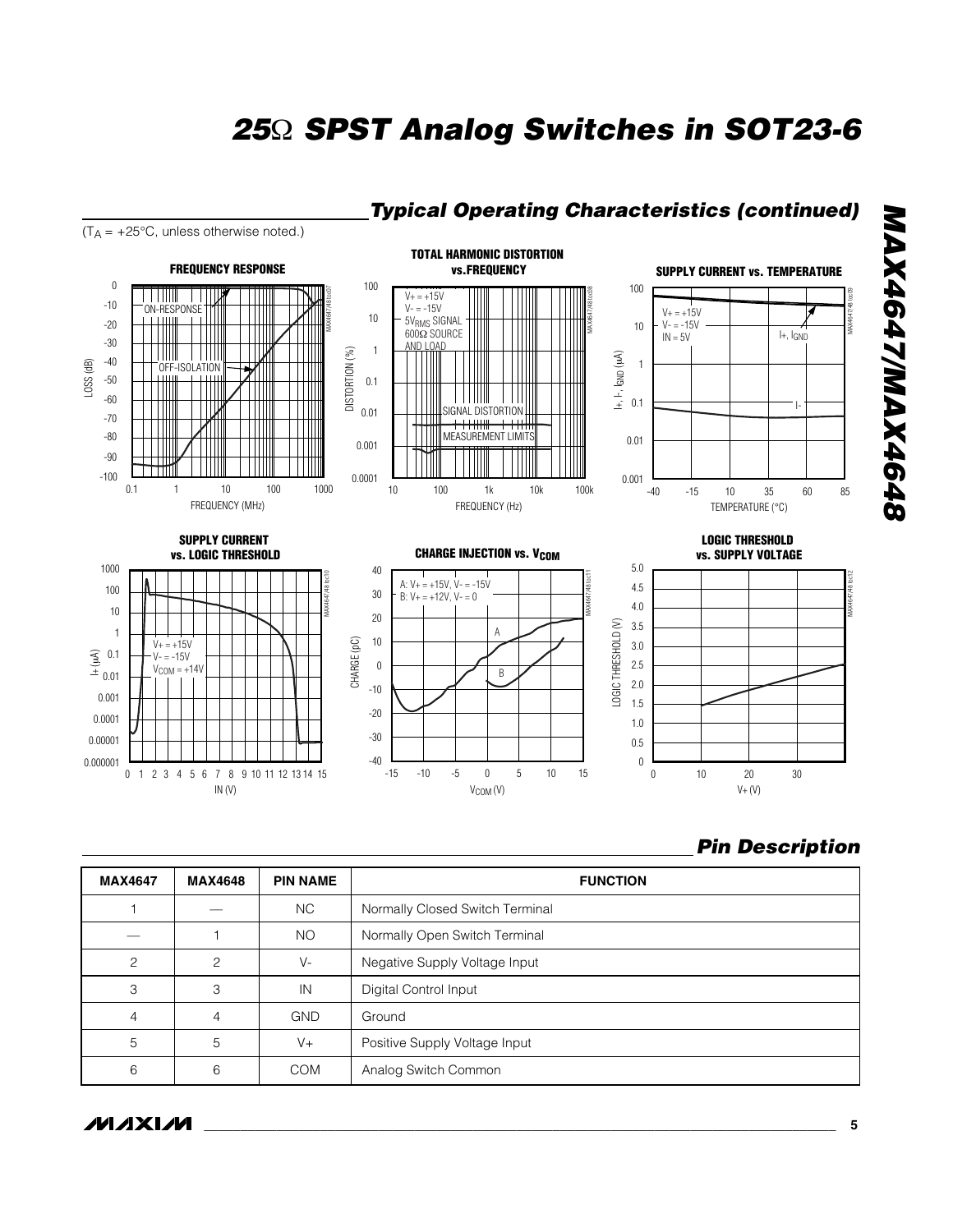## Typical Operating Characteristics (continued)

($T_A$ = +25°C, unless otherwise noted.)

**FREQUENCY RESPONSE**

**TOTAL HARMONIC DISTORTION vs. FREQUENCY**

**SUPPLY CURRENT vs. TEMPERATURE**

**SUPPLY CURRENT vs. LOGIC THRESHOLD**

**CHARGE INJECTION vs. $V_{COM}$**

**LOGIC THRESHOLD vs. SUPPLY VOLTAGE**

## Pin Description

| MAX4647 | MAX4648 | PIN NAME | FUNCTION |
|---|---|---|---|
| 1 | — | NC | Normally Closed Switch Terminal |
| — | 1 | NO | Normally Open Switch Terminal |
| 2 | 2 | V- | Negative Supply Voltage Input |
| 3 | 3 | IN | Digital Control Input |
| 4 | 4 | GND | Ground |
| 5 | 5 | V+ | Positive Supply Voltage Input |
| 6 | 6 | COM | Analog Switch Common |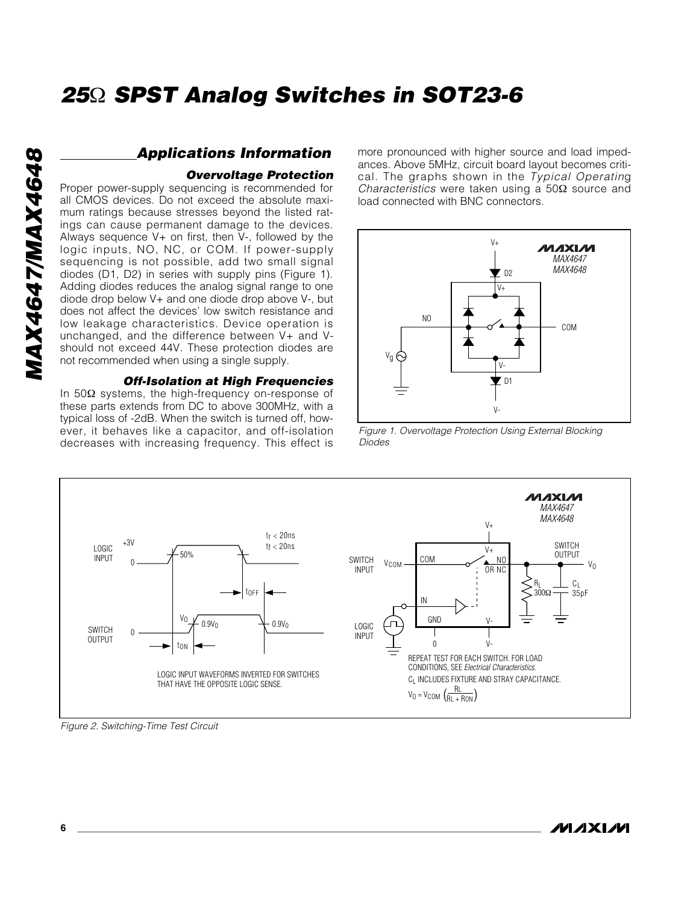## Applications Information

### Overvoltage Protection

Proper power-supply sequencing is recommended for all CMOS devices. Do not exceed the absolute maximum ratings because stresses beyond the listed ratings can cause permanent damage to the devices. Always sequence V+ on first, then V-, followed by the logic inputs, NO, NC, or COM. If power-supply sequencing is not possible, add two small signal diodes (D1, D2) in series with supply pins (Figure 1). Adding diodes reduces the analog signal range to one diode drop below V+ and one diode drop above V-, but does not affect the devices' low switch resistance and low leakage characteristics. Device operation is unchanged, and the difference between V+ and V- should not exceed 44V. These protection diodes are not recommended when using a single supply.

### Off-Isolation at High Frequencies

In 50Ω systems, the high-frequency on-response of these parts extends from DC to above 300MHz, with a typical loss of -2dB. When the switch is turned off, however, it behaves like a capacitor, and off-isolation decreases with increasing frequency. This effect is more pronounced with higher source and load impedances. Above 5MHz, circuit board layout becomes critical. The graphs shown in the *Typical Operating Characteristics* were taken using a 50Ω source and load connected with BNC connectors.

Figure 1. Overvoltage Protection Using External Blocking Diodes

Figure 2. Switching-Time Test Circuit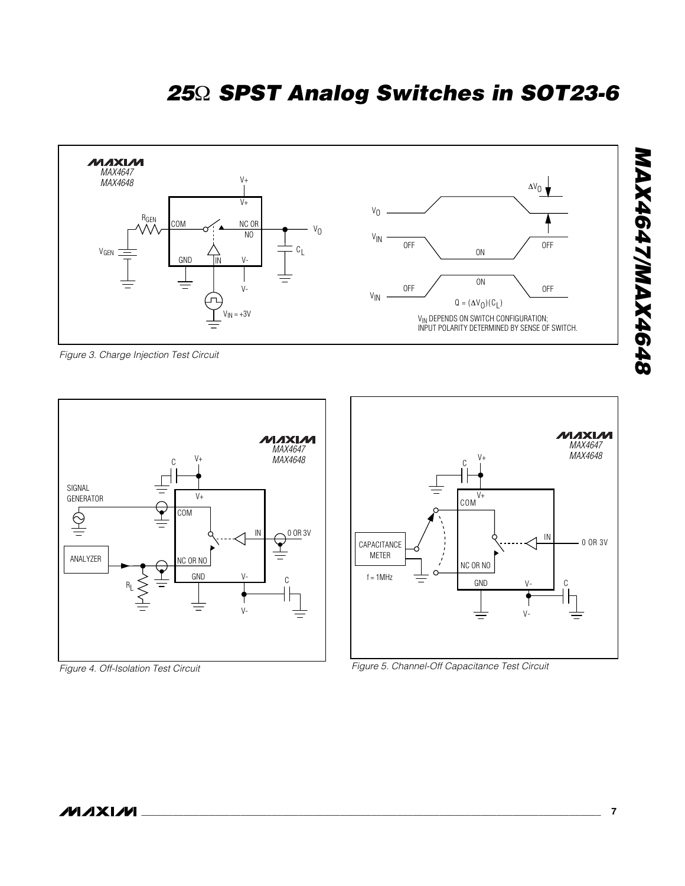Figure 3. Charge Injection Test Circuit

Figure 4. Off-Isolation Test Circuit

Figure 5. Channel-Off Capacitance Test Circuit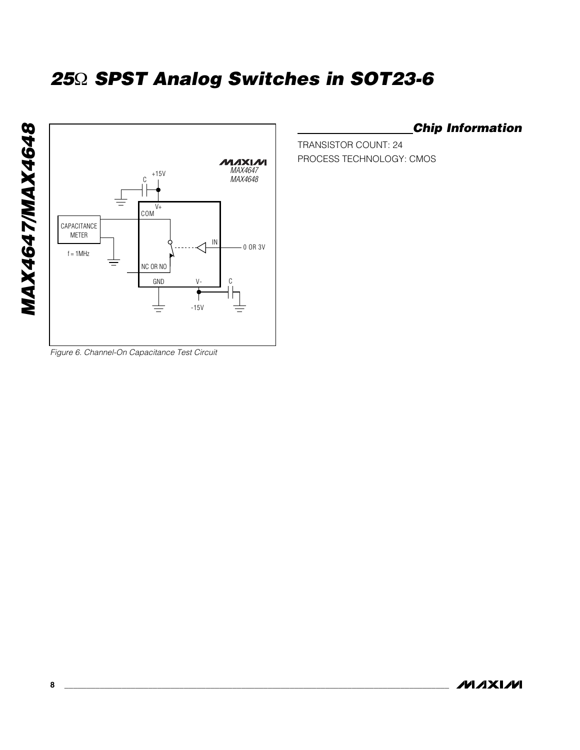Figure 6. Channel-On Capacitance Test Circuit

## Chip Information

TRANSISTOR COUNT: 24

PROCESS TECHNOLOGY: CMOS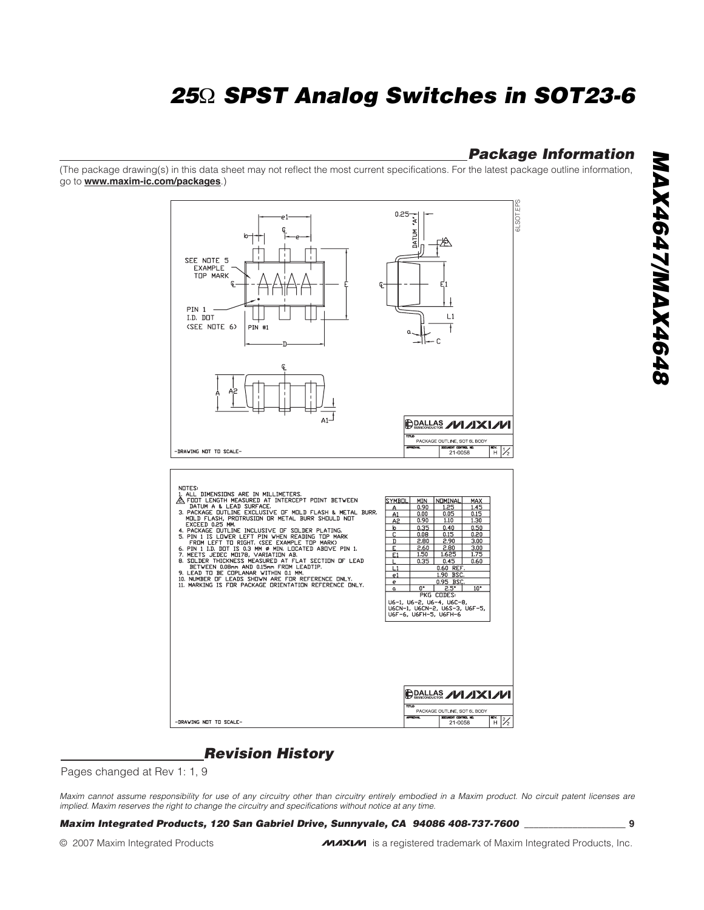## Package Information

(The package drawing(s) in this data sheet may not reflect the most current specifications. For the latest package outline information, go to **www.maxim-ic.com/packages**.)

6LSOT.EPS

-DRAWING NOT TO SCALE-

PACKAGE OUTLINE, SOT 6L BODY

21-0058 H 1/2

NOTES:
1. ALL DIMENSIONS ARE IN MILLIMETERS.
2. FOOT LENGTH MEASURED AT INTERCEPT POINT BETWEEN DATUM A & LEAD SURFACE.
3. PACKAGE OUTLINE EXCLUSIVE OF MOLD FLASH & METAL BURR. MOLD FLASH, PROTRUSION OR METAL BURR SHOULD NOT EXCEED 0.25 MM.
4. PACKAGE OUTLINE INCLUSIVE OF SOLDER PLATING.
5. PIN 1 IS LOWER LEFT PIN WHEN READING TOP MARK FROM LEFT TO RIGHT. (SEE EXAMPLE TOP MARK)
6. PIN 1 I.D. DOT IS 0.3 MM Ø MIN. LOCATED ABOVE PIN 1.
7. MEETS JEDEC MO178, VARIATION AB.
8. SOLDER THICKNESS MEASURED AT FLAT SECTION OF LEAD BETWEEN 0.08mm AND 0.15mm FROM LEADTIP.
9. LEAD TO BE COPLANAR WITHIN 0.1 MM.
10. NUMBER OF LEADS SHOWN ARE FOR REFERENCE ONLY.
11. MARKING IS FOR PACKAGE ORIENTATION REFERENCE ONLY.

| SYMBOL | MIN | NOMINAL | MAX |
|---|---|---|---|
| A | 0.90 | 1.25 | 1.45 |
| A1 | 0.00 | 0.05 | 0.15 |
| A2 | 0.90 | 1.10 | 1.30 |
| b | 0.35 | 0.40 | 0.50 |
| C | 0.08 | 0.15 | 0.20 |
| D | 2.80 | 2.90 | 3.00 |
| E | 2.60 | 2.80 | 3.00 |
| E1 | 1.50 | 1.625 | 1.75 |
| L | 0.35 | 0.45 | 0.60 |
| L1 | | 0.60 REF. | |
| e1 | | 1.90 BSC. | |
| e | | 0.95 BSC. | |
| α | 0° | 2.5° | 10° |

PKG CODES:
U6-1, U6-2, U6-4, U6C-8, U6CN-1, U6CN-2, U6S-3, U6F-5, U6F-6, U6FH-5, U6FH-6

-DRAWING NOT TO SCALE-

PACKAGE OUTLINE, SOT 6L BODY

21-0058 H 2/2

## Revision History

Pages changed at Rev 1: 1, 9

*Maxim cannot assume responsibility for use of any circuitry other than circuitry entirely embodied in a Maxim product. No circuit patent licenses are implied. Maxim reserves the right to change the circuitry and specifications without notice at any time.*

***Maxim Integrated Products, 120 San Gabriel Drive, Sunnyvale, CA 94086 408-737-7600***

© 2007 Maxim Integrated Products

MAXIM is a registered trademark of Maxim Integrated Products, Inc.